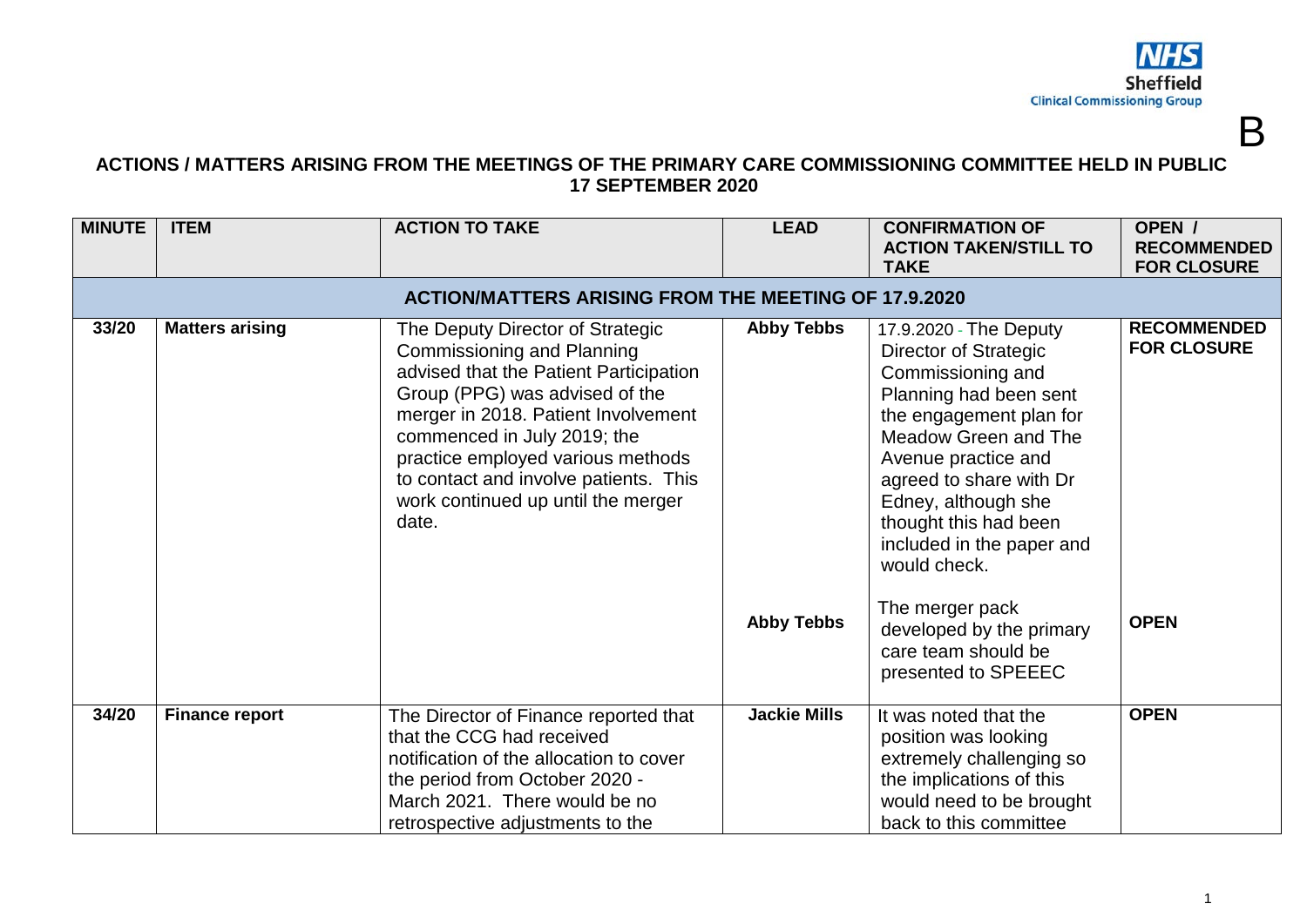NHS Sheffield Clinical Commissioning Group

B

**ACTIONS / MATTERS ARISING FROM THE MEETINGS OF THE PRIMARY CARE COMMISSIONING COMMITTEE HELD IN PUBLIC 17 SEPTEMBER 2020**

| MINUTE | ITEM | ACTION TO TAKE | LEAD | CONFIRMATION OF ACTION TAKEN/STILL TO TAKE | OPEN / RECOMMENDED FOR CLOSURE |
|---|---|---|---|---|---|
| **ACTION/MATTERS ARISING FROM THE MEETING OF 17.9.2020** | | | | | |
| **33/20** | **Matters arising** | The Deputy Director of Strategic Commissioning and Planning advised that the Patient Participation Group (PPG) was advised of the merger in 2018. Patient Involvement commenced in July 2019; the practice employed various methods to contact and involve patients. This work continued up until the merger date. | **Abby Tebbs** | 17.9.2020 - The Deputy Director of Strategic Commissioning and Planning had been sent the engagement plan for Meadow Green and The Avenue practice and agreed to share with Dr Edney, although she thought this had been included in the paper and would check. | **RECOMMENDED FOR CLOSURE** |
| | | | **Abby Tebbs** | The merger pack developed by the primary care team should be presented to SPEEEC | **OPEN** |
| **34/20** | **Finance report** | The Director of Finance reported that that the CCG had received notification of the allocation to cover the period from October 2020 - March 2021. There would be no retrospective adjustments to the | **Jackie Mills** | It was noted that the position was looking extremely challenging so the implications of this would need to be brought back to this committee | **OPEN** |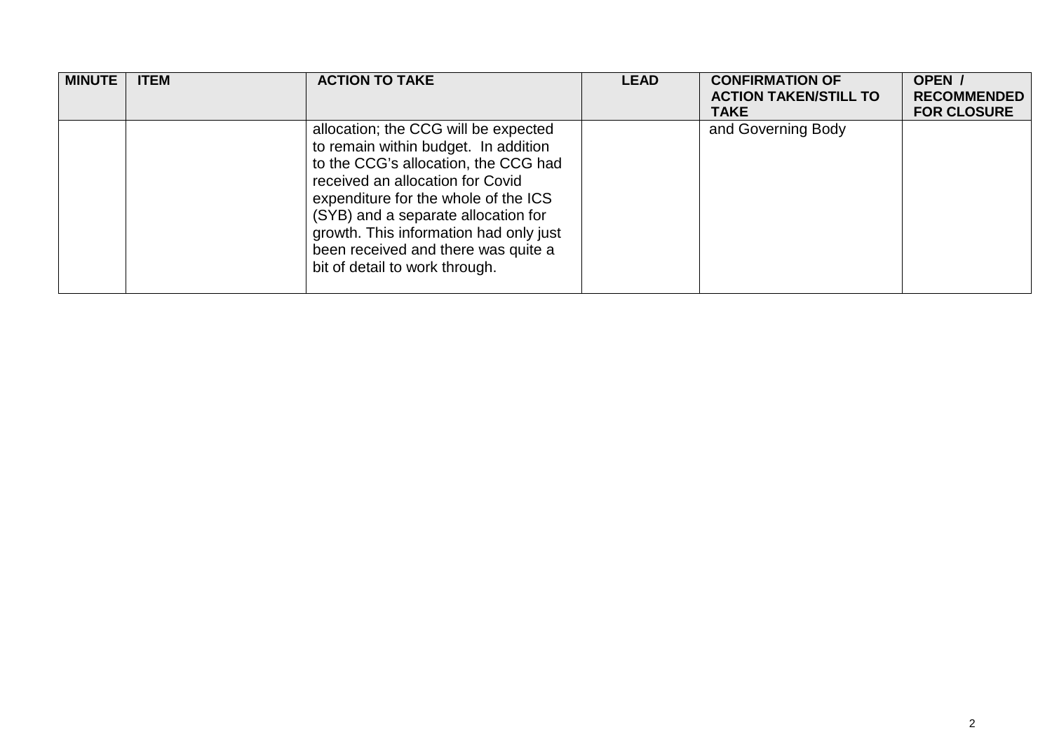| MINUTE | ITEM | ACTION TO TAKE | LEAD | CONFIRMATION OF ACTION TAKEN/STILL TO TAKE | OPEN / RECOMMENDED FOR CLOSURE |
|---|---|---|---|---|---|
| | | allocation; the CCG will be expected to remain within budget. In addition to the CCG's allocation, the CCG had received an allocation for Covid expenditure for the whole of the ICS (SYB) and a separate allocation for growth. This information had only just been received and there was quite a bit of detail to work through. | | and Governing Body | |